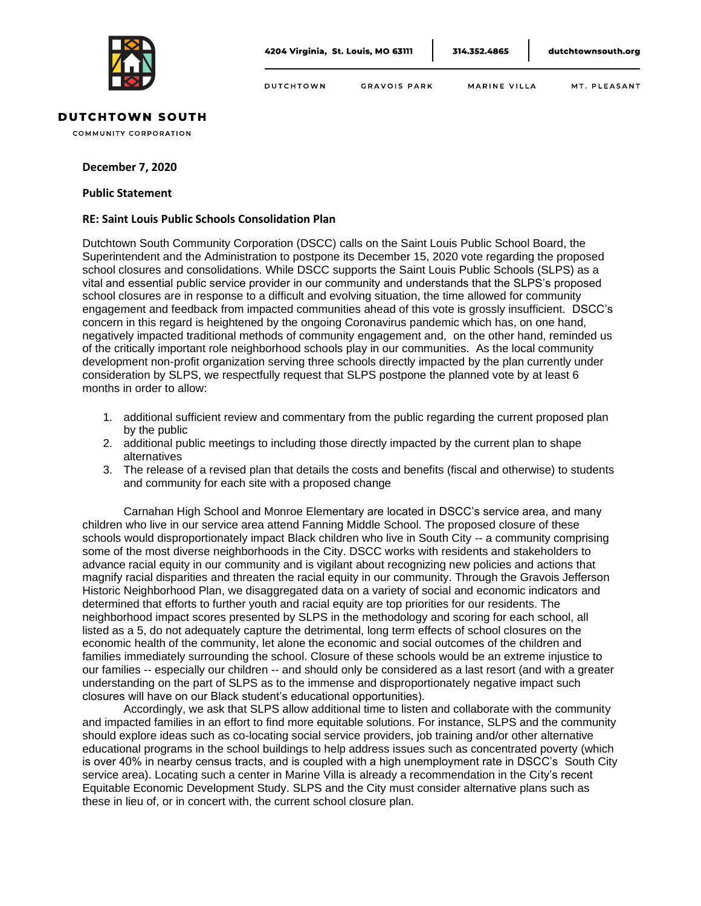**DUTCHTOWN SOUTH**

COMMUNITY CORPORATION

4204 Virginia, St. Louis, MO 63111 | 314.352.4865 | dutchtownsouth.org

DUTCHTOWN   GRAVOIS PARK   MARINE VILLA   MT. PLEASANT

**December 7, 2020**

**Public Statement**

**RE: Saint Louis Public Schools Consolidation Plan**

Dutchtown South Community Corporation (DSCC) calls on the Saint Louis Public School Board, the Superintendent and the Administration to postpone its December 15, 2020 vote regarding the proposed school closures and consolidations. While DSCC supports the Saint Louis Public Schools (SLPS) as a vital and essential public service provider in our community and understands that the SLPS's proposed school closures are in response to a difficult and evolving situation, the time allowed for community engagement and feedback from impacted communities ahead of this vote is grossly insufficient. DSCC's concern in this regard is heightened by the ongoing Coronavirus pandemic which has, on one hand, negatively impacted traditional methods of community engagement and, on the other hand, reminded us of the critically important role neighborhood schools play in our communities. As the local community development non-profit organization serving three schools directly impacted by the plan currently under consideration by SLPS, we respectfully request that SLPS postpone the planned vote by at least 6 months in order to allow:

1. additional sufficient review and commentary from the public regarding the current proposed plan by the public
2. additional public meetings to including those directly impacted by the current plan to shape alternatives
3. The release of a revised plan that details the costs and benefits (fiscal and otherwise) to students and community for each site with a proposed change

Carnahan High School and Monroe Elementary are located in DSCC's service area, and many children who live in our service area attend Fanning Middle School. The proposed closure of these schools would disproportionately impact Black children who live in South City -- a community comprising some of the most diverse neighborhoods in the City. DSCC works with residents and stakeholders to advance racial equity in our community and is vigilant about recognizing new policies and actions that magnify racial disparities and threaten the racial equity in our community. Through the Gravois Jefferson Historic Neighborhood Plan, we disaggregated data on a variety of social and economic indicators and determined that efforts to further youth and racial equity are top priorities for our residents. The neighborhood impact scores presented by SLPS in the methodology and scoring for each school, all listed as a 5, do not adequately capture the detrimental, long term effects of school closures on the economic health of the community, let alone the economic and social outcomes of the children and families immediately surrounding the school. Closure of these schools would be an extreme injustice to our families -- especially our children -- and should only be considered as a last resort (and with a greater understanding on the part of SLPS as to the immense and disproportionately negative impact such closures will have on our Black student's educational opportunities).

Accordingly, we ask that SLPS allow additional time to listen and collaborate with the community and impacted families in an effort to find more equitable solutions. For instance, SLPS and the community should explore ideas such as co-locating social service providers, job training and/or other alternative educational programs in the school buildings to help address issues such as concentrated poverty (which is over 40% in nearby census tracts, and is coupled with a high unemployment rate in DSCC's South City service area). Locating such a center in Marine Villa is already a recommendation in the City's recent Equitable Economic Development Study. SLPS and the City must consider alternative plans such as these in lieu of, or in concert with, the current school closure plan.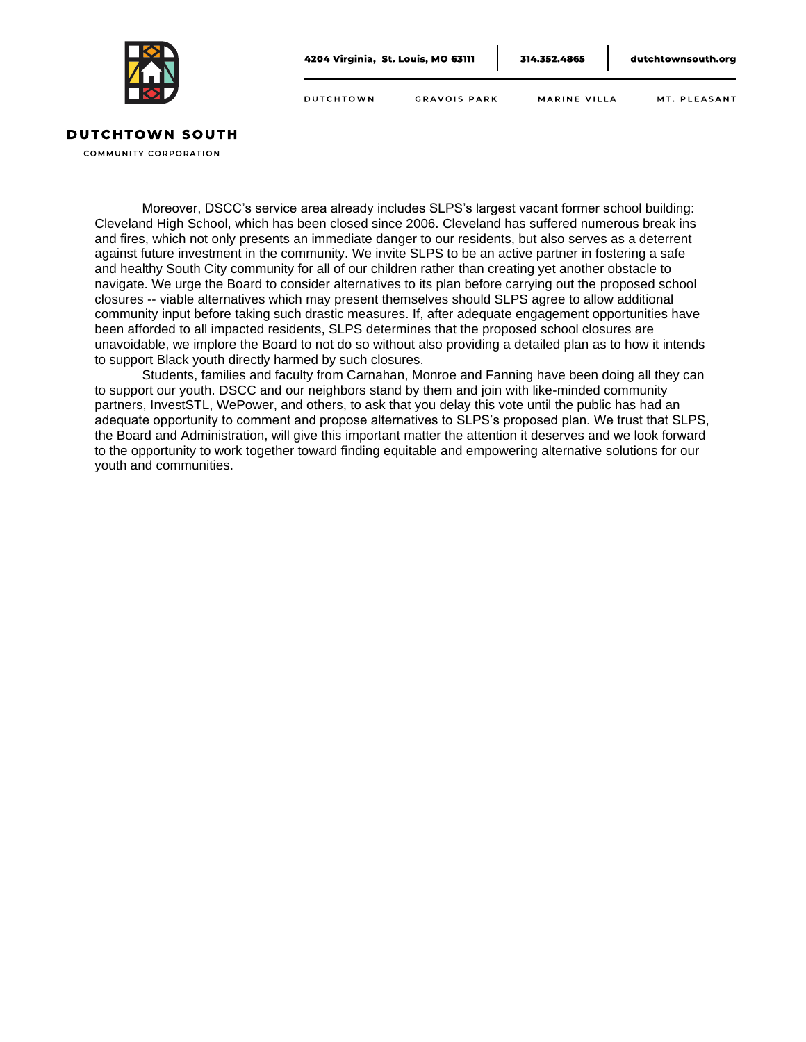Moreover, DSCC's service area already includes SLPS's largest vacant former school building: Cleveland High School, which has been closed since 2006. Cleveland has suffered numerous break ins and fires, which not only presents an immediate danger to our residents, but also serves as a deterrent against future investment in the community. We invite SLPS to be an active partner in fostering a safe and healthy South City community for all of our children rather than creating yet another obstacle to navigate. We urge the Board to consider alternatives to its plan before carrying out the proposed school closures -- viable alternatives which may present themselves should SLPS agree to allow additional community input before taking such drastic measures. If, after adequate engagement opportunities have been afforded to all impacted residents, SLPS determines that the proposed school closures are unavoidable, we implore the Board to not do so without also providing a detailed plan as to how it intends to support Black youth directly harmed by such closures.

Students, families and faculty from Carnahan, Monroe and Fanning have been doing all they can to support our youth. DSCC and our neighbors stand by them and join with like-minded community partners, InvestSTL, WePower, and others, to ask that you delay this vote until the public has had an adequate opportunity to comment and propose alternatives to SLPS's proposed plan. We trust that SLPS, the Board and Administration, will give this important matter the attention it deserves and we look forward to the opportunity to work together toward finding equitable and empowering alternative solutions for our youth and communities.